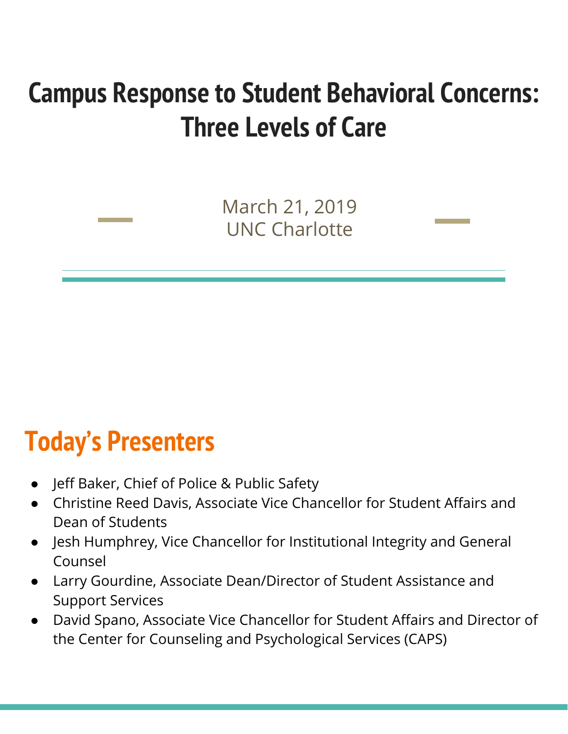# Campus Response to Student Behavioral Concerns: Three Levels of Care

March 21, 2019
UNC Charlotte

## Today's Presenters

- Jeff Baker, Chief of Police & Public Safety
- Christine Reed Davis, Associate Vice Chancellor for Student Affairs and Dean of Students
- Jesh Humphrey, Vice Chancellor for Institutional Integrity and General Counsel
- Larry Gourdine, Associate Dean/Director of Student Assistance and Support Services
- David Spano, Associate Vice Chancellor for Student Affairs and Director of the Center for Counseling and Psychological Services (CAPS)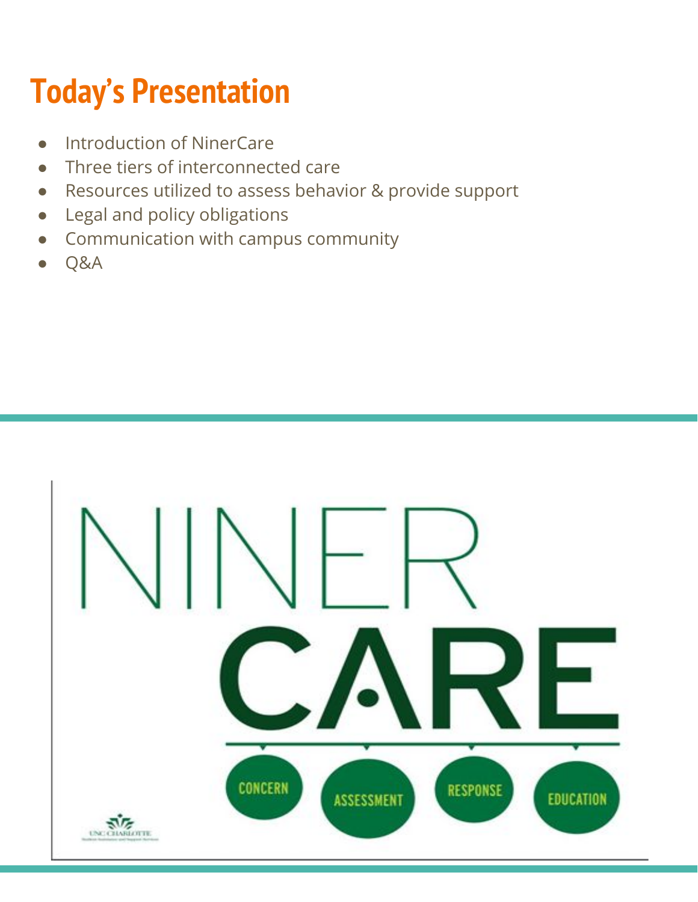# Today's Presentation

- Introduction of NinerCare
- Three tiers of interconnected care
- Resources utilized to assess behavior & provide support
- Legal and policy obligations
- Communication with campus community
- Q&A

NINER CARE

CONCERN ASSESSMENT RESPONSE EDUCATION

UNC CHARLOTTE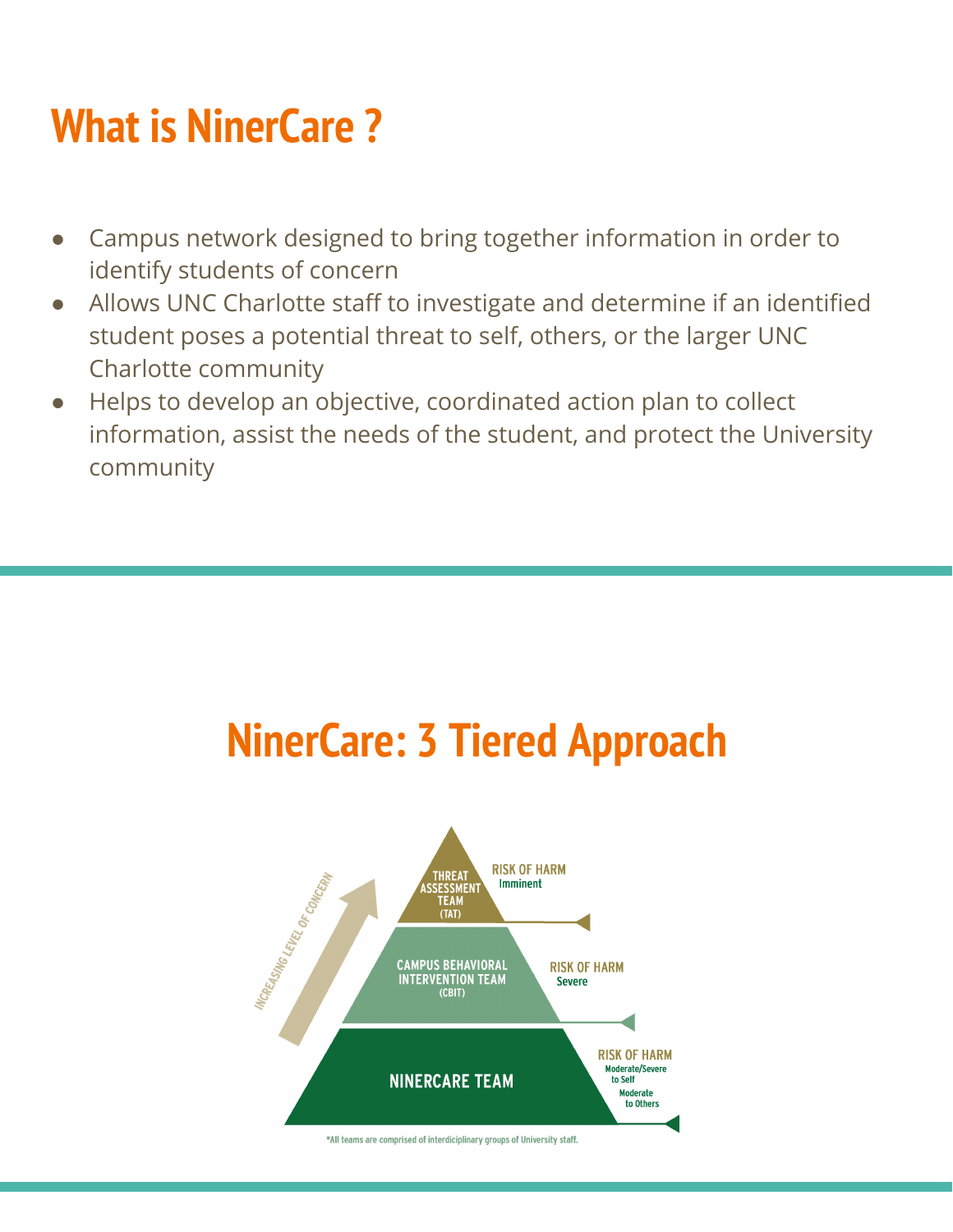# What is NinerCare ?

- Campus network designed to bring together information in order to identify students of concern
- Allows UNC Charlotte staff to investigate and determine if an identified student poses a potential threat to self, others, or the larger UNC Charlotte community
- Helps to develop an objective, coordinated action plan to collect information, assist the needs of the student, and protect the University community

# NinerCare: 3 Tiered Approach

INCREASING LEVEL OF CONCERN

| Team | Risk of Harm |
| --- | --- |
| THREAT ASSESSMENT TEAM (TAT) | Imminent |
| CAMPUS BEHAVIORAL INTERVENTION TEAM (CBIT) | Severe |
| NINERCARE TEAM | Moderate/Severe to Self; Moderate to Others |

*All teams are comprised of interdiciplinary groups of University staff.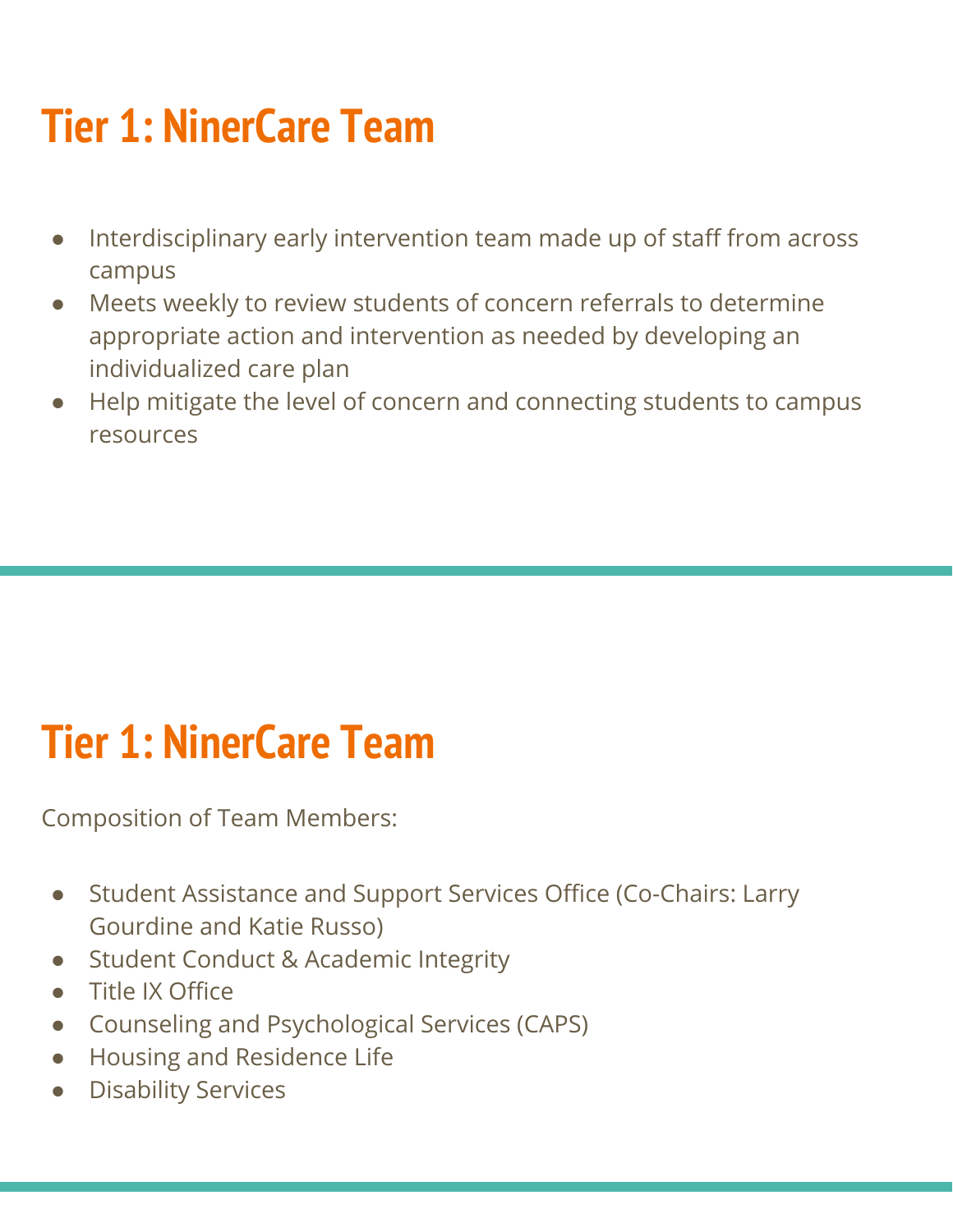# Tier 1: NinerCare Team

- Interdisciplinary early intervention team made up of staff from across campus
- Meets weekly to review students of concern referrals to determine appropriate action and intervention as needed by developing an individualized care plan
- Help mitigate the level of concern and connecting students to campus resources

# Tier 1: NinerCare Team

Composition of Team Members:

- Student Assistance and Support Services Office (Co-Chairs: Larry Gourdine and Katie Russo)
- Student Conduct & Academic Integrity
- Title IX Office
- Counseling and Psychological Services (CAPS)
- Housing and Residence Life
- Disability Services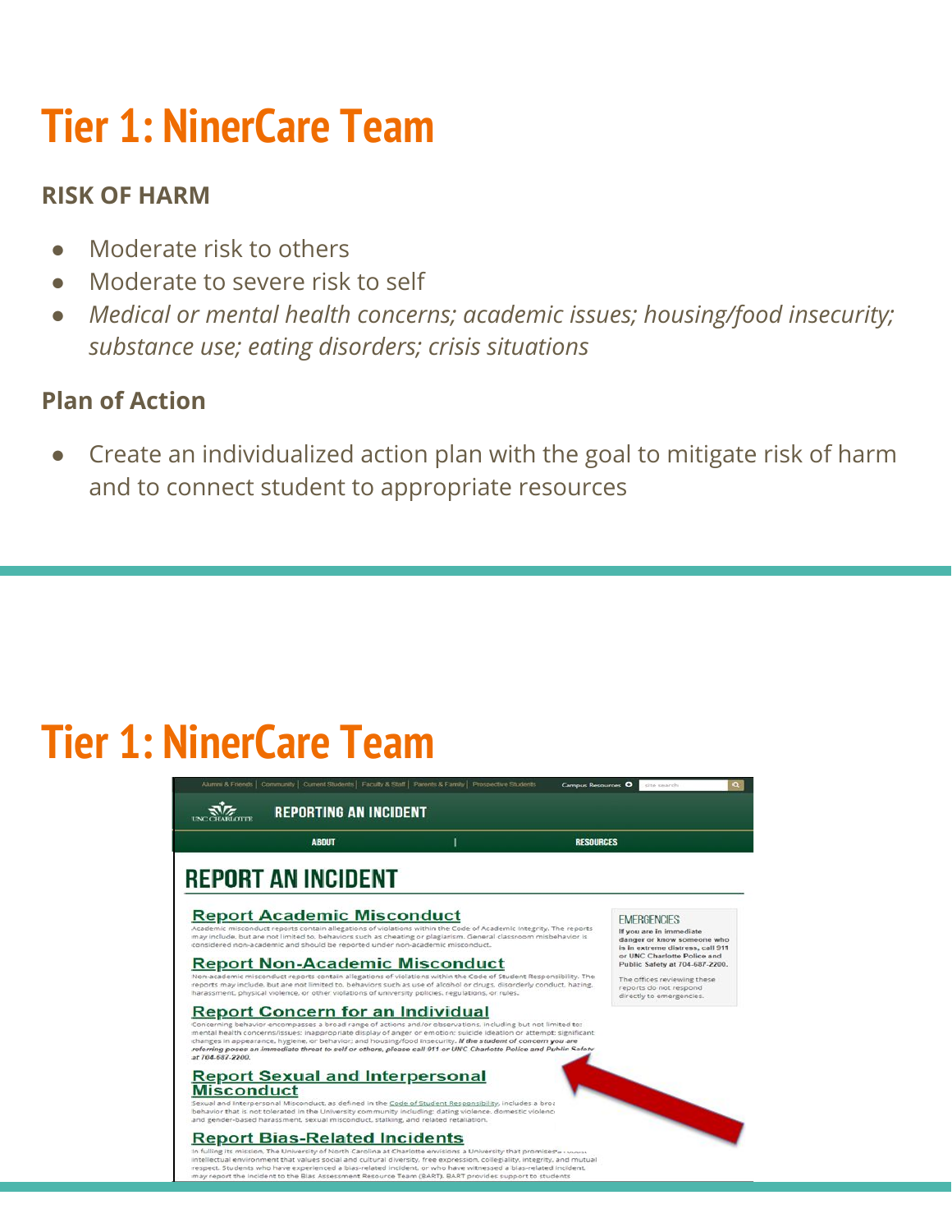# Tier 1: NinerCare Team

**RISK OF HARM**

- Moderate risk to others
- Moderate to severe risk to self
- *Medical or mental health concerns; academic issues; housing/food insecurity; substance use; eating disorders; crisis situations*

**Plan of Action**

- Create an individualized action plan with the goal to mitigate risk of harm and to connect student to appropriate resources

# Tier 1: NinerCare Team

Alumni & Friends | Community | Current Students | Faculty & Staff | Parents & Family | Prospective Students    Campus Resources    site search

UNC CHARLOTTE    REPORTING AN INCIDENT

ABOUT | RESOURCES

## REPORT AN INCIDENT

**Report Academic Misconduct**

Academic misconduct reports contain allegations of violations within the Code of Academic Integrity. The reports may include, but are not limited to, behaviors such as cheating or plagiarism. General classroom misbehavior is considered non-academic and should be reported under non-academic misconduct.

**Report Non-Academic Misconduct**

Non-academic misconduct reports contain allegations of violations within the Code of Student Responsibility. The reports may include, but are not limited to, behaviors such as use of alcohol or drugs, disorderly conduct, hazing, harassment, physical violence, or other violations of university policies, regulations, or rules.

**Report Concern for an Individual**

Concerning behavior encompasses a broad range of actions and/or observations, including but not limited to: mental health concerns/issues: inappropriate display of anger or emotion: suicide ideation or attempt: significant changes in appearance, hygiene, or behavior: and housing/food insecurity. *If the student of concern you are referring poses an immediate threat to self or others, please call 911 or UNC Charlotte Police and Public Safety at 704-687-2200.*

**Report Sexual and Interpersonal Misconduct**

Sexual and Interpersonal Misconduct, as defined in the Code of Student Responsibility, includes a broa behavior that is not tolerated in the University community including: dating violence, domestic violenc and gender-based harassment, sexual misconduct, stalking, and related retaliation.

**Report Bias-Related Incidents**

In fulfilling its mission, The University of North Carolina at Charlotte envisions a University that promises a robust intellectual environment that values social and cultural diversity, free expression, collegiality, integrity, and mutual respect. Students who have experienced a bias-related incident, or who have witnessed a bias-related incident, may report the incident to the Bias Assessment Resource Team (BART). BART provides support to students

**EMERGENCIES**

**If you are in immediate danger or know someone who is in extreme distress, call 911 or UNC Charlotte Police and Public Safety at 704-687-2200.**

The offices reviewing these reports do not respond directly to emergencies.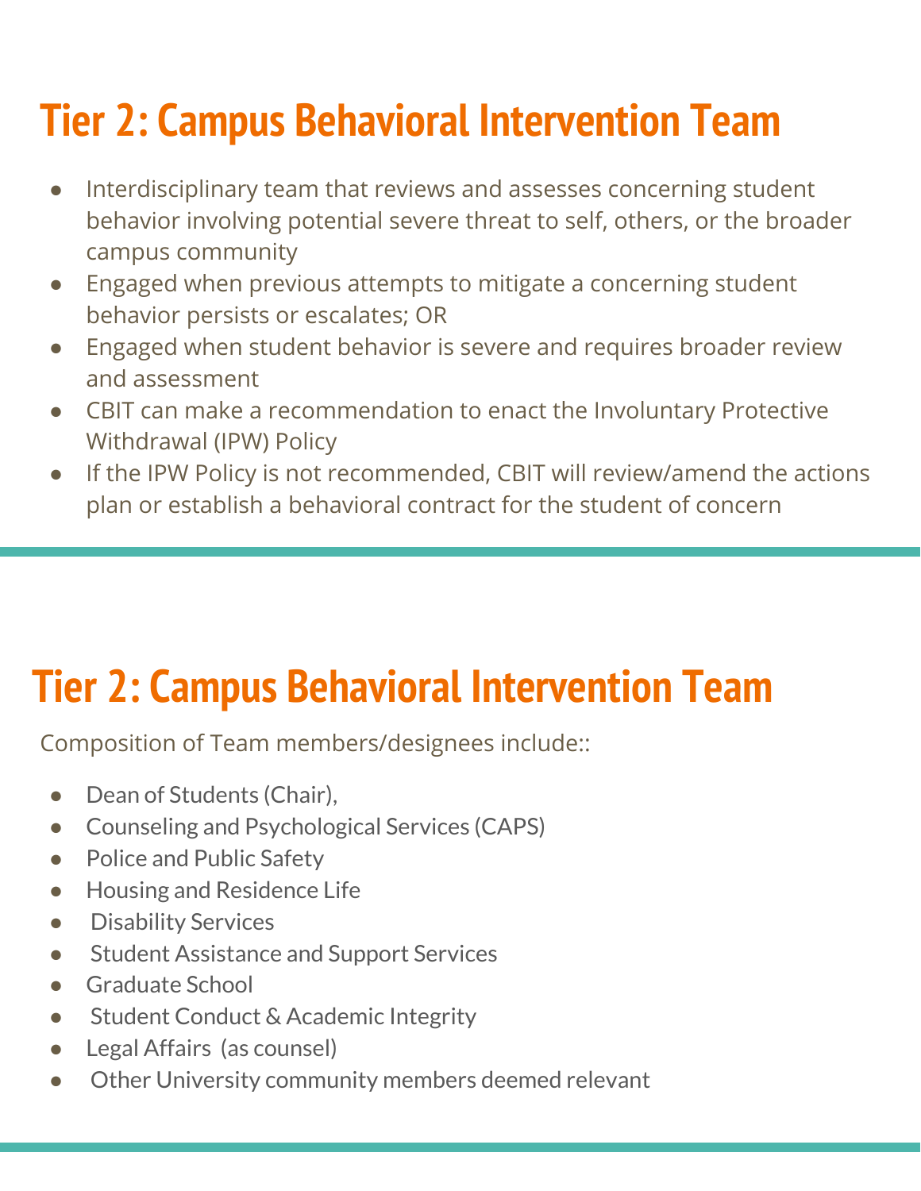# Tier 2: Campus Behavioral Intervention Team

- Interdisciplinary team that reviews and assesses concerning student behavior involving potential severe threat to self, others, or the broader campus community
- Engaged when previous attempts to mitigate a concerning student behavior persists or escalates; OR
- Engaged when student behavior is severe and requires broader review and assessment
- CBIT can make a recommendation to enact the Involuntary Protective Withdrawal (IPW) Policy
- If the IPW Policy is not recommended, CBIT will review/amend the actions plan or establish a behavioral contract for the student of concern

# Tier 2: Campus Behavioral Intervention Team

Composition of Team members/designees include::

- Dean of Students (Chair),
- Counseling and Psychological Services (CAPS)
- Police and Public Safety
- Housing and Residence Life
- Disability Services
- Student Assistance and Support Services
- Graduate School
- Student Conduct & Academic Integrity
- Legal Affairs (as counsel)
- Other University community members deemed relevant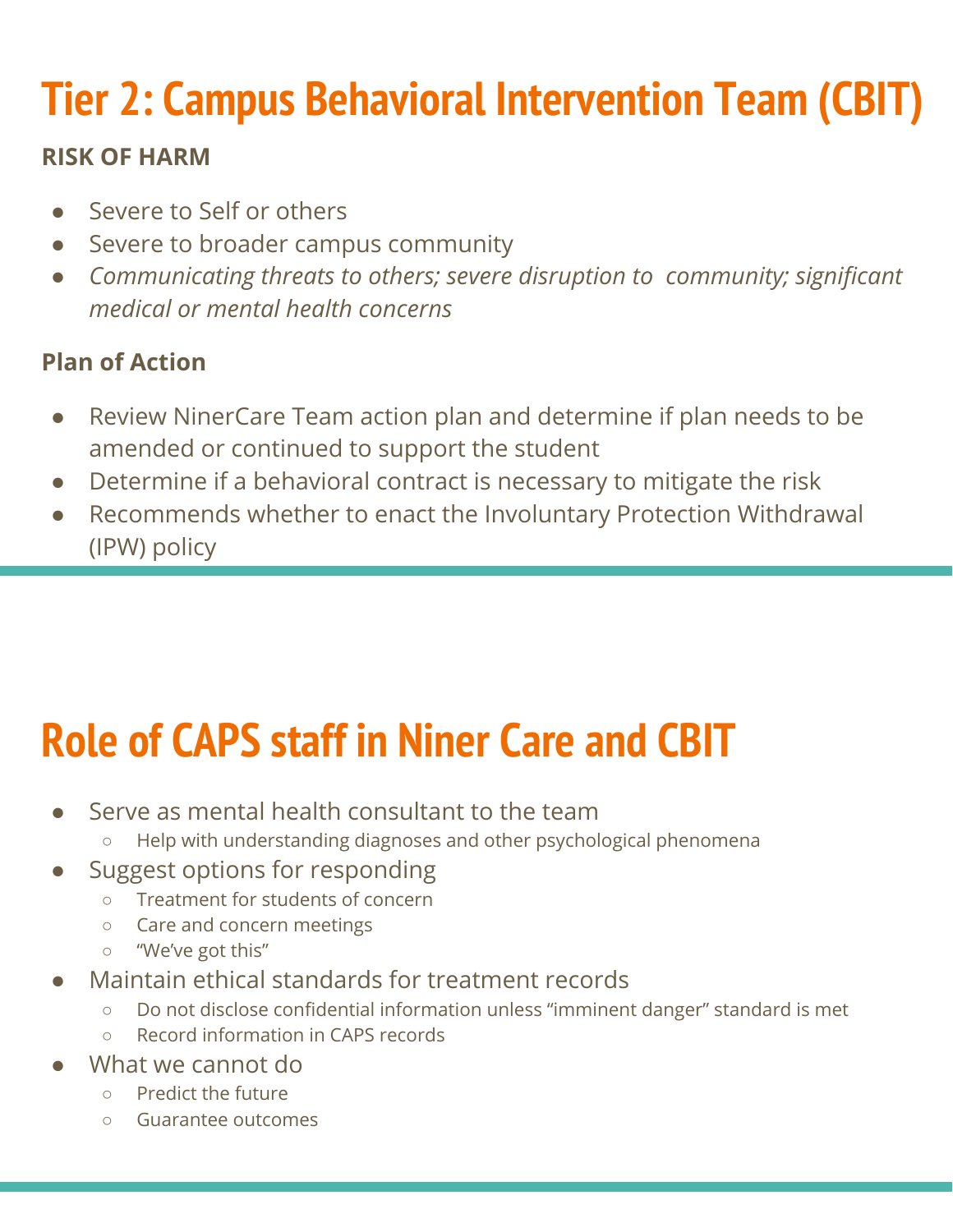# Tier 2: Campus Behavioral Intervention Team (CBIT)

**RISK OF HARM**

- Severe to Self or others
- Severe to broader campus community
- *Communicating threats to others; severe disruption to community; significant medical or mental health concerns*

**Plan of Action**

- Review NinerCare Team action plan and determine if plan needs to be amended or continued to support the student
- Determine if a behavioral contract is necessary to mitigate the risk
- Recommends whether to enact the Involuntary Protection Withdrawal (IPW) policy

# Role of CAPS staff in Niner Care and CBIT

- Serve as mental health consultant to the team
  - Help with understanding diagnoses and other psychological phenomena
- Suggest options for responding
  - Treatment for students of concern
  - Care and concern meetings
  - "We've got this"
- Maintain ethical standards for treatment records
  - Do not disclose confidential information unless "imminent danger" standard is met
  - Record information in CAPS records
- What we cannot do
  - Predict the future
  - Guarantee outcomes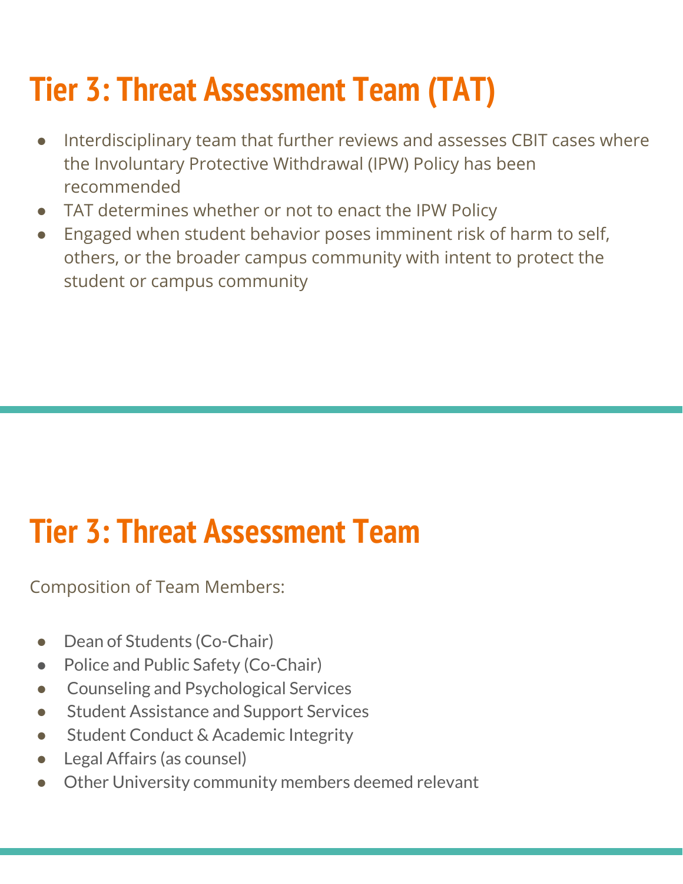## Tier 3: Threat Assessment Team (TAT)

- Interdisciplinary team that further reviews and assesses CBIT cases where the Involuntary Protective Withdrawal (IPW) Policy has been recommended
- TAT determines whether or not to enact the IPW Policy
- Engaged when student behavior poses imminent risk of harm to self, others, or the broader campus community with intent to protect the student or campus community

## Tier 3: Threat Assessment Team

Composition of Team Members:

- Dean of Students (Co-Chair)
- Police and Public Safety (Co-Chair)
- Counseling and Psychological Services
- Student Assistance and Support Services
- Student Conduct & Academic Integrity
- Legal Affairs (as counsel)
- Other University community members deemed relevant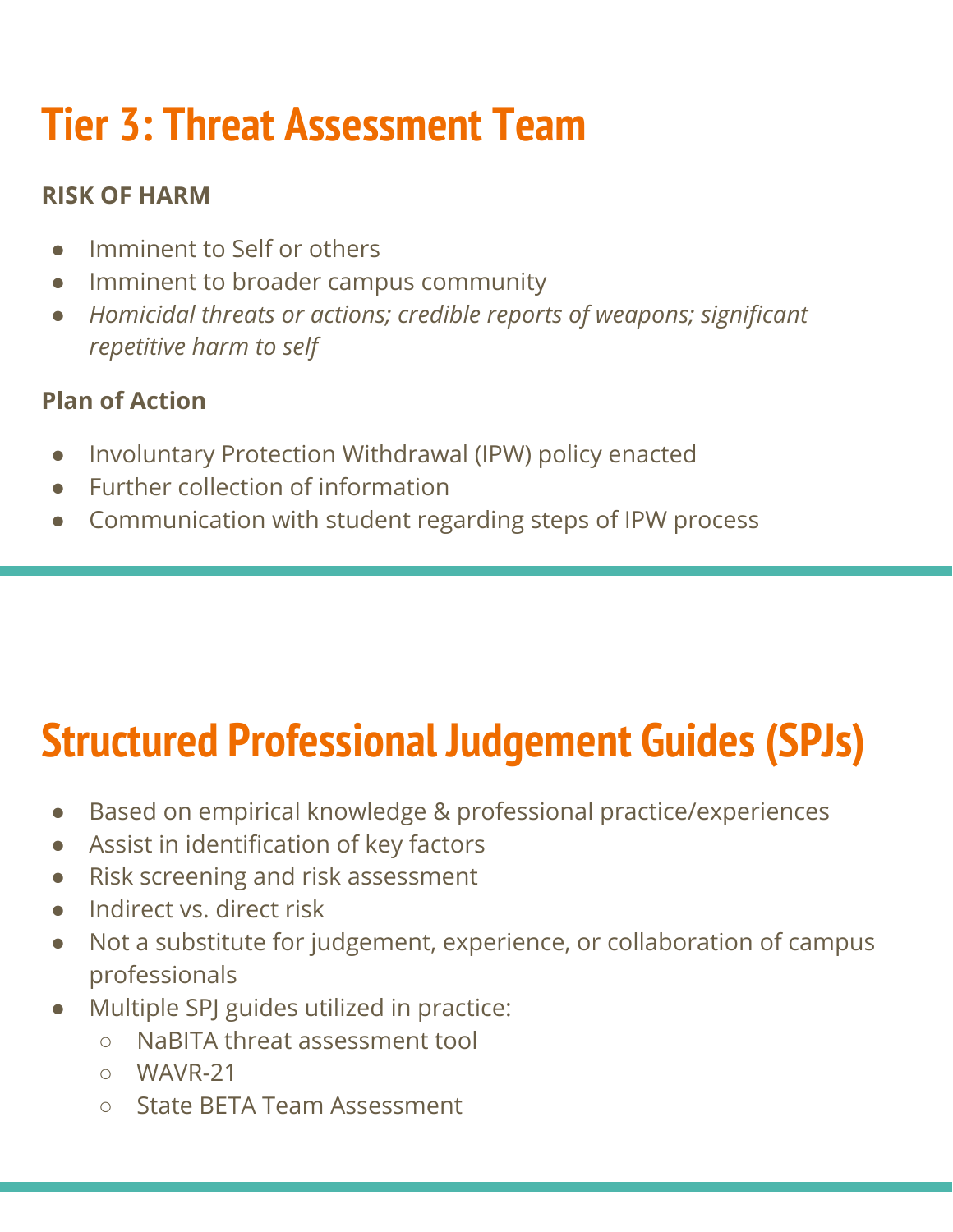# Tier 3: Threat Assessment Team

**RISK OF HARM**

- Imminent to Self or others
- Imminent to broader campus community
- *Homicidal threats or actions; credible reports of weapons; significant repetitive harm to self*

**Plan of Action**

- Involuntary Protection Withdrawal (IPW) policy enacted
- Further collection of information
- Communication with student regarding steps of IPW process

# Structured Professional Judgement Guides (SPJs)

- Based on empirical knowledge & professional practice/experiences
- Assist in identification of key factors
- Risk screening and risk assessment
- Indirect vs. direct risk
- Not a substitute for judgement, experience, or collaboration of campus professionals
- Multiple SPJ guides utilized in practice:
  - NaBITA threat assessment tool
  - WAVR-21
  - State BETA Team Assessment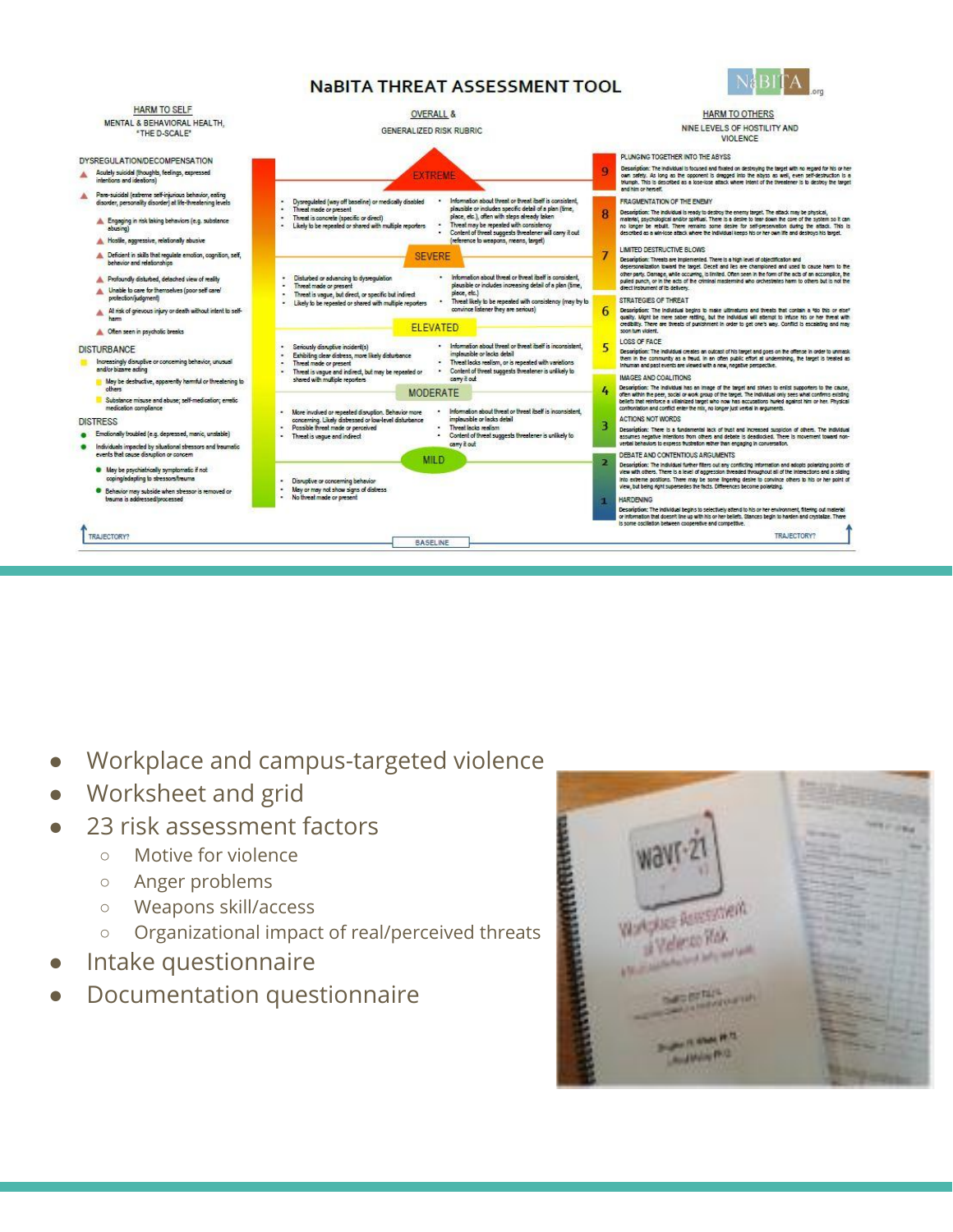# NaBITA THREAT ASSESSMENT TOOL

**HARM TO SELF**
MENTAL & BEHAVIORAL HEALTH, "THE D-SCALE"

**OVERALL & GENERALIZED RISK RUBRIC**

**HARM TO OTHERS**
NINE LEVELS OF HOSTILITY AND VIOLENCE

**DYSREGULATION/DECOMPENSATION**

- Acutely suicidal (thoughts, feelings, expressed intentions and ideations)
- Para-suicidal (extreme self-injurious behavior, eating disorder, personality disorder) at life-threatening levels
- Engaging in risk taking behaviors (e.g. substance abusing)
- Hostile, aggressive, relationally abusive
- Deficient in skills that regulate emotion, cognition, self, behavior and relationships
- Profoundly disturbed, detached view of reality
- Unable to care for themselves (poor self care/ protection/judgment)
- At risk of grievous injury or death without intent to self-harm
- Often seen in psychotic breaks

**DISTURBANCE**

- Increasingly disruptive or concerning behavior, unusual and/or bizarre acting
- May be destructive, apparently harmful or threatening to others
- Substance misuse and abuse; self-medication; erratic medication compliance

**DISTRESS**

- Emotionally troubled (e.g. depressed, manic, unstable)
- Individuals impacted by situational stressors and traumatic events that cause disruption or concern
- May be psychiatrically symptomatic if not coping/adapting to stressors/trauma
- Behavior may subside when stressor is removed or trauma is addressed/processed

**EXTREME**

- Dysregulated (way off baseline) or medically disabled
- Threat made or present
- Threat is concrete (specific or direct)
- Likely to be repeated or shared with multiple reporters
- Information about threat or threat itself is consistent, plausible or includes specific detail of a plan (time, place, etc.), often with steps already taken
- Threat may be repeated with consistency
- Content of threat suggests threatener will carry it out (reference to weapons, means, target)

**SEVERE**

- Disturbed or advancing to dysregulation
- Threat made or present
- Threat is vague, but direct, or specific but indirect
- Likely to be repeated or shared with multiple reporters
- Information about threat or threat itself is consistent, plausible or includes increasing detail of a plan (time, place, etc.)
- Threat likely to be repeated with consistency (may try to convince listener they are serious)

**ELEVATED**

- Seriously disruptive incident(s)
- Exhibiting clear distress, more likely disturbance
- Threat made or present
- Threat is vague and indirect, but may be repeated or shared with multiple reporters
- Information about threat or threat itself is inconsistent, implausible or lacks detail
- Threat lacks realism, or is repeated with variations
- Content of threat suggests threatener is unlikely to carry it out

**MODERATE**

- More involved or repeated disruption. Behavior more concerning. Likely distressed or low-level disturbance
- Possible threat made or perceived
- Threat is vague and indirect
- Information about threat or threat itself is inconsistent, implausible or lacks detail
- Threat lacks realism
- Content of threat suggests threatener is unlikely to carry it out

**MILD**

- Disruptive or concerning behavior
- May or may not show signs of distress
- No threat made or present

**9 — PLUNGING TOGETHER INTO THE ABYSS**

**8 — FRAGMENTATION OF THE ENEMY**

**7 — LIMITED DESTRUCTIVE BLOWS**

**6 — STRATEGIES OF THREAT**

**5 — LOSS OF FACE**

**4 — IMAGES AND COALITIONS**

**3 — ACTIONS NOT WORDS**

**2 — DEBATE AND CONTENTIOUS ARGUMENTS**

**1 — HARDENING**

TRAJECTORY? BASELINE TRAJECTORY?

- Workplace and campus-targeted violence
- Worksheet and grid
- 23 risk assessment factors
  - Motive for violence
  - Anger problems
  - Weapons skill/access
  - Organizational impact of real/perceived threats
- Intake questionnaire
- Documentation questionnaire

WAVR-21
Workplace Assessment of Violence Risk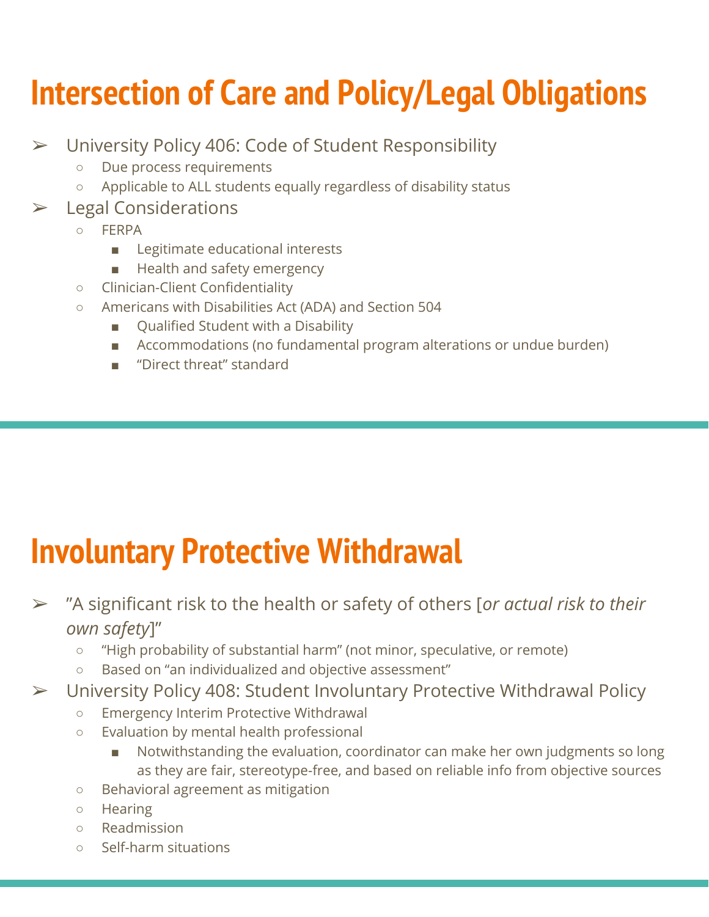# Intersection of Care and Policy/Legal Obligations

- University Policy 406: Code of Student Responsibility
  - Due process requirements
  - Applicable to ALL students equally regardless of disability status
- Legal Considerations
  - FERPA
    - Legitimate educational interests
    - Health and safety emergency
  - Clinician-Client Confidentiality
  - Americans with Disabilities Act (ADA) and Section 504
    - Qualified Student with a Disability
    - Accommodations (no fundamental program alterations or undue burden)
    - "Direct threat" standard

# Involuntary Protective Withdrawal

- "A significant risk to the health or safety of others [*or actual risk to their own safety*]"
  - "High probability of substantial harm" (not minor, speculative, or remote)
  - Based on "an individualized and objective assessment"
- University Policy 408: Student Involuntary Protective Withdrawal Policy
  - Emergency Interim Protective Withdrawal
  - Evaluation by mental health professional
    - Notwithstanding the evaluation, coordinator can make her own judgments so long as they are fair, stereotype-free, and based on reliable info from objective sources
  - Behavioral agreement as mitigation
  - Hearing
  - Readmission
  - Self-harm situations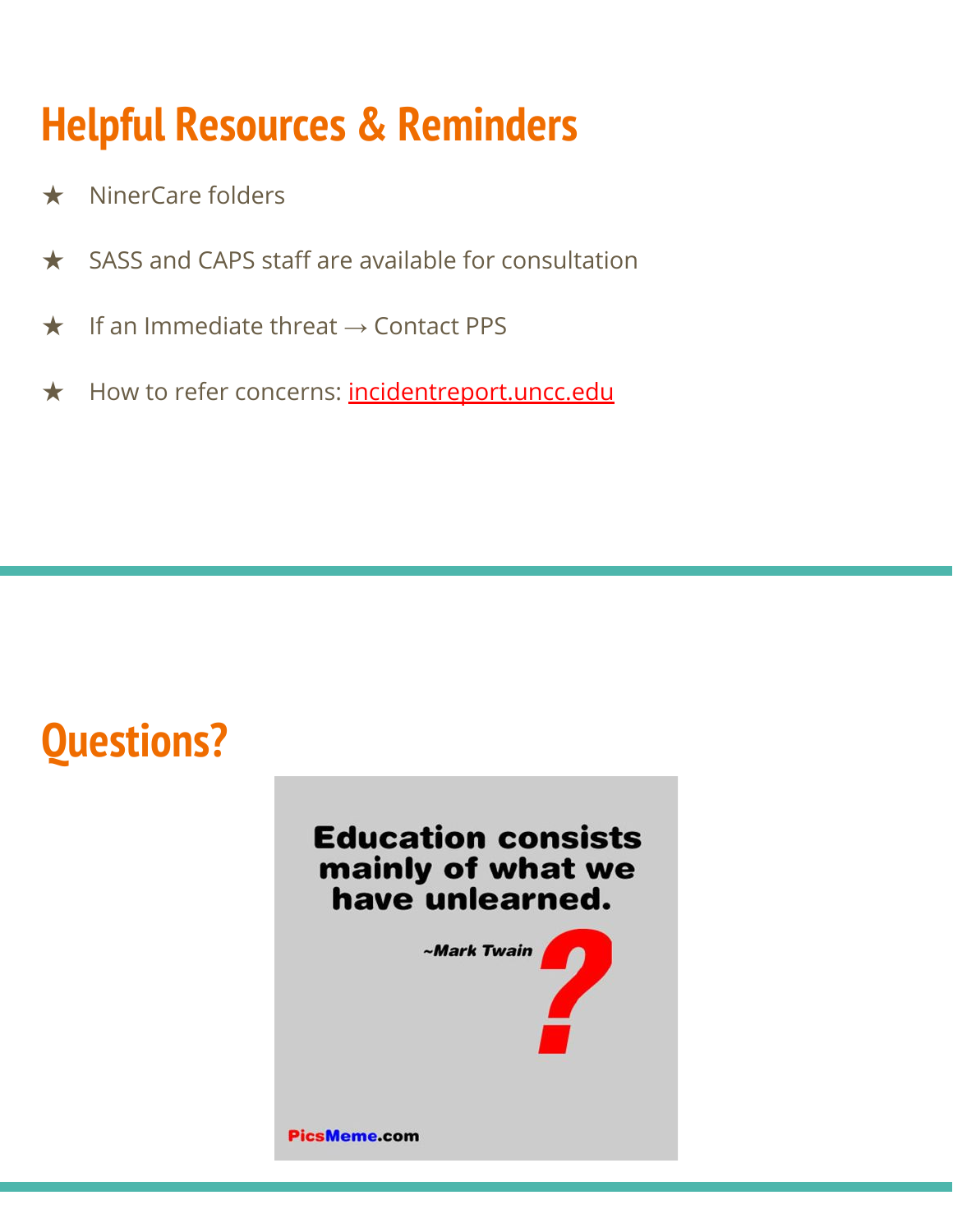## Helpful Resources & Reminders

★ NinerCare folders

★ SASS and CAPS staff are available for consultation

★ If an Immediate threat → Contact PPS

★ How to refer concerns: incidentreport.uncc.edu

## Questions?

Education consists mainly of what we have unlearned.

~Mark Twain

?

PicsMeme.com